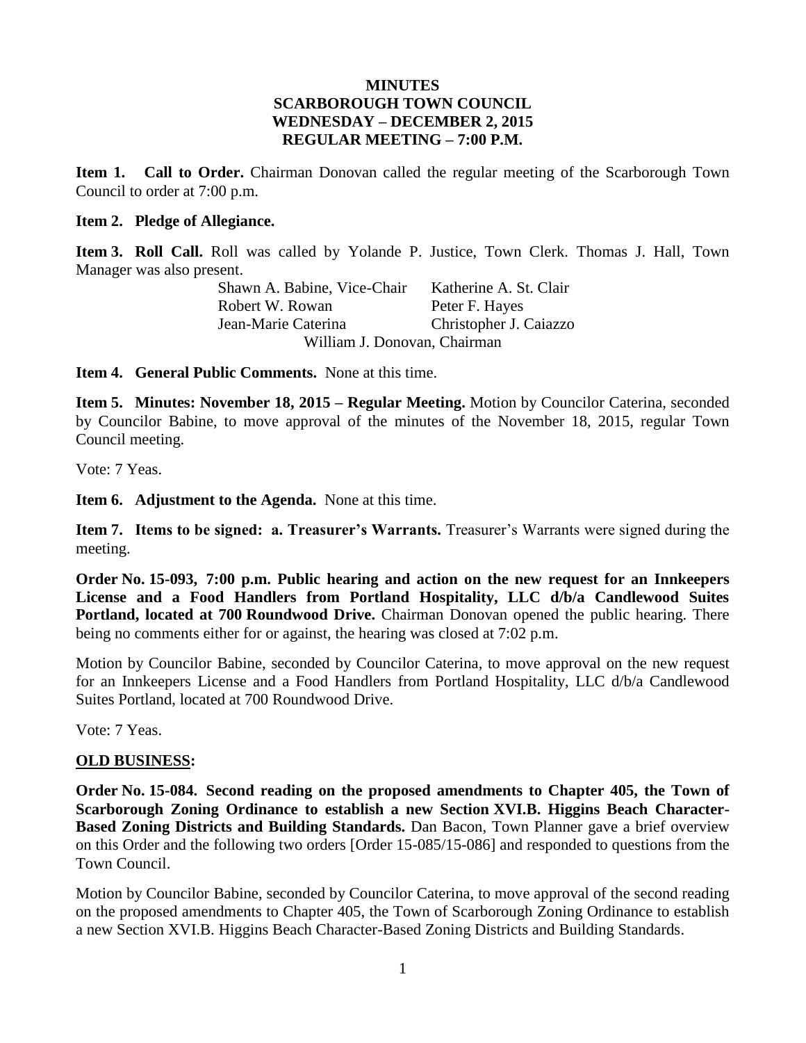# MINUTES
## SCARBOROUGH TOWN COUNCIL
## WEDNESDAY – DECEMBER 2, 2015
## REGULAR MEETING – 7:00 P.M.

**Item 1. Call to Order.** Chairman Donovan called the regular meeting of the Scarborough Town Council to order at 7:00 p.m.

**Item 2. Pledge of Allegiance.**

**Item 3. Roll Call.** Roll was called by Yolande P. Justice, Town Clerk. Thomas J. Hall, Town Manager was also present.

| | |
|---|---|
| Shawn A. Babine, Vice-Chair | Katherine A. St. Clair |
| Robert W. Rowan | Peter F. Hayes |
| Jean-Marie Caterina | Christopher J. Caiazzo |
| William J. Donovan, Chairman | |

**Item 4. General Public Comments.** None at this time.

**Item 5. Minutes: November 18, 2015 – Regular Meeting.** Motion by Councilor Caterina, seconded by Councilor Babine, to move approval of the minutes of the November 18, 2015, regular Town Council meeting.

Vote: 7 Yeas.

**Item 6. Adjustment to the Agenda.** None at this time.

**Item 7. Items to be signed: a. Treasurer's Warrants.** Treasurer's Warrants were signed during the meeting.

**Order No. 15-093, 7:00 p.m. Public hearing and action on the new request for an Innkeepers License and a Food Handlers from Portland Hospitality, LLC d/b/a Candlewood Suites Portland, located at 700 Roundwood Drive.** Chairman Donovan opened the public hearing. There being no comments either for or against, the hearing was closed at 7:02 p.m.

Motion by Councilor Babine, seconded by Councilor Caterina, to move approval on the new request for an Innkeepers License and a Food Handlers from Portland Hospitality, LLC d/b/a Candlewood Suites Portland, located at 700 Roundwood Drive.

Vote: 7 Yeas.

**OLD BUSINESS:**

**Order No. 15-084. Second reading on the proposed amendments to Chapter 405, the Town of Scarborough Zoning Ordinance to establish a new Section XVI.B. Higgins Beach Character-Based Zoning Districts and Building Standards.** Dan Bacon, Town Planner gave a brief overview on this Order and the following two orders [Order 15-085/15-086] and responded to questions from the Town Council.

Motion by Councilor Babine, seconded by Councilor Caterina, to move approval of the second reading on the proposed amendments to Chapter 405, the Town of Scarborough Zoning Ordinance to establish a new Section XVI.B. Higgins Beach Character-Based Zoning Districts and Building Standards.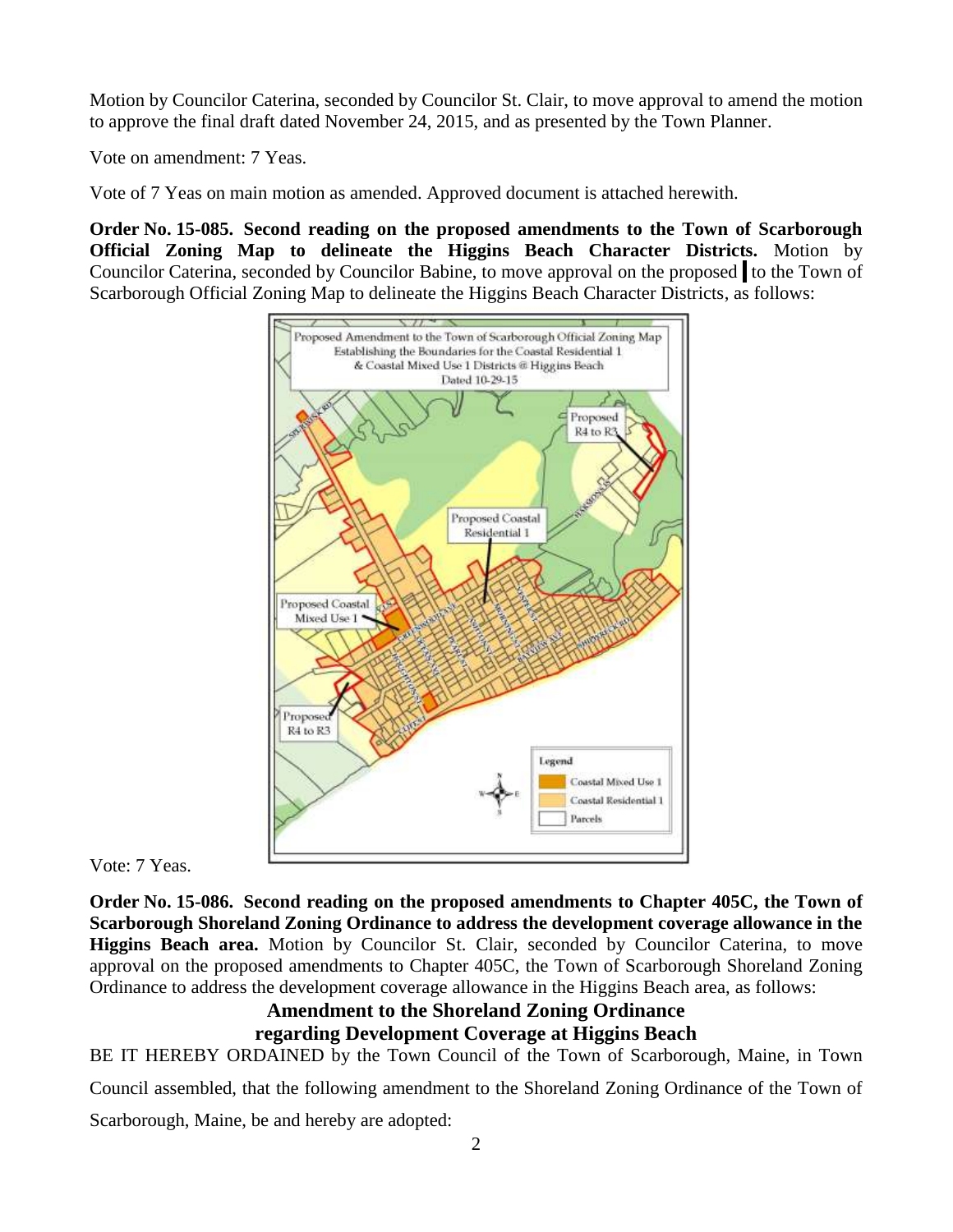Motion by Councilor Caterina, seconded by Councilor St. Clair, to move approval to amend the motion to approve the final draft dated November 24, 2015, and as presented by the Town Planner.

Vote on amendment: 7 Yeas.

Vote of 7 Yeas on main motion as amended. Approved document is attached herewith.

**Order No. 15-085. Second reading on the proposed amendments to the Town of Scarborough Official Zoning Map to delineate the Higgins Beach Character Districts.** Motion by Councilor Caterina, seconded by Councilor Babine, to move approval on the proposed to the Town of Scarborough Official Zoning Map to delineate the Higgins Beach Character Districts, as follows:

Vote: 7 Yeas.

**Order No. 15-086. Second reading on the proposed amendments to Chapter 405C, the Town of Scarborough Shoreland Zoning Ordinance to address the development coverage allowance in the Higgins Beach area.** Motion by Councilor St. Clair, seconded by Councilor Caterina, to move approval on the proposed amendments to Chapter 405C, the Town of Scarborough Shoreland Zoning Ordinance to address the development coverage allowance in the Higgins Beach area, as follows:

**Amendment to the Shoreland Zoning Ordinance**
**regarding Development Coverage at Higgins Beach**

BE IT HEREBY ORDAINED by the Town Council of the Town of Scarborough, Maine, in Town Council assembled, that the following amendment to the Shoreland Zoning Ordinance of the Town of Scarborough, Maine, be and hereby are adopted: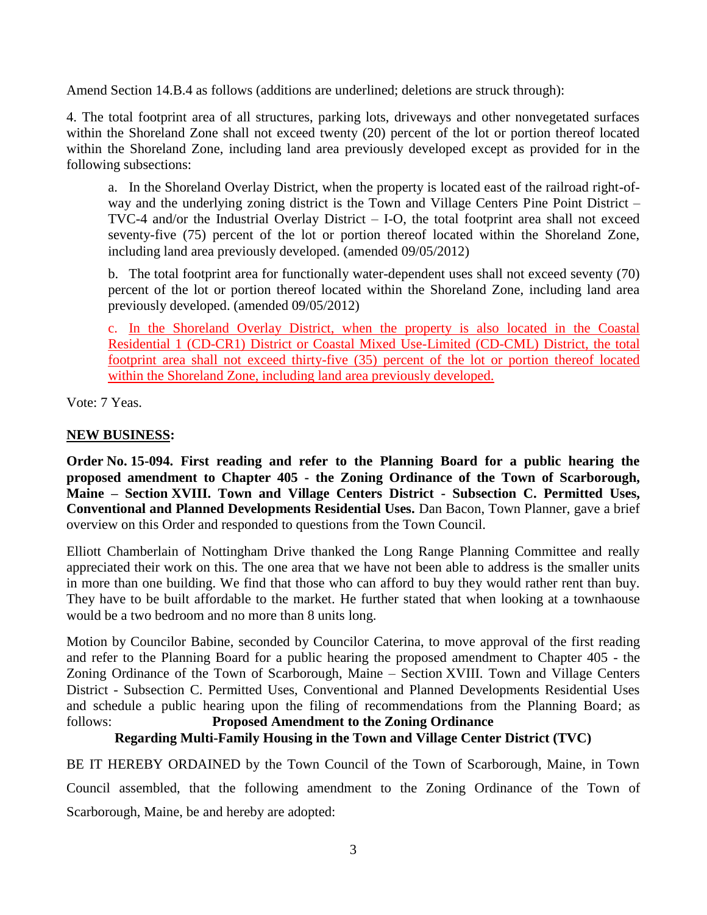Amend Section 14.B.4 as follows (additions are underlined; deletions are struck through):

4. The total footprint area of all structures, parking lots, driveways and other nonvegetated surfaces within the Shoreland Zone shall not exceed twenty (20) percent of the lot or portion thereof located within the Shoreland Zone, including land area previously developed except as provided for in the following subsections:

> a. In the Shoreland Overlay District, when the property is located east of the railroad right-of-way and the underlying zoning district is the Town and Village Centers Pine Point District – TVC-4 and/or the Industrial Overlay District – I-O, the total footprint area shall not exceed seventy-five (75) percent of the lot or portion thereof located within the Shoreland Zone, including land area previously developed. (amended 09/05/2012)
>
> b. The total footprint area for functionally water-dependent uses shall not exceed seventy (70) percent of the lot or portion thereof located within the Shoreland Zone, including land area previously developed. (amended 09/05/2012)
>
> c. <u>In the Shoreland Overlay District, when the property is also located in the Coastal Residential 1 (CD-CR1) District or Coastal Mixed Use-Limited (CD-CML) District, the total footprint area shall not exceed thirty-five (35) percent of the lot or portion thereof located within the Shoreland Zone, including land area previously developed.</u>

Vote: 7 Yeas.

**<u>NEW BUSINESS</u>:**

**Order No. 15-094. First reading and refer to the Planning Board for a public hearing the proposed amendment to Chapter 405 - the Zoning Ordinance of the Town of Scarborough, Maine – Section XVIII. Town and Village Centers District - Subsection C. Permitted Uses, Conventional and Planned Developments Residential Uses.** Dan Bacon, Town Planner, gave a brief overview on this Order and responded to questions from the Town Council.

Elliott Chamberlain of Nottingham Drive thanked the Long Range Planning Committee and really appreciated their work on this. The one area that we have not been able to address is the smaller units in more than one building. We find that those who can afford to buy they would rather rent than buy. They have to be built affordable to the market. He further stated that when looking at a townhaouse would be a two bedroom and no more than 8 units long.

Motion by Councilor Babine, seconded by Councilor Caterina, to move approval of the first reading and refer to the Planning Board for a public hearing the proposed amendment to Chapter 405 - the Zoning Ordinance of the Town of Scarborough, Maine – Section XVIII. Town and Village Centers District - Subsection C. Permitted Uses, Conventional and Planned Developments Residential Uses and schedule a public hearing upon the filing of recommendations from the Planning Board; as follows:

**Proposed Amendment to the Zoning Ordinance**
**Regarding Multi-Family Housing in the Town and Village Center District (TVC)**

BE IT HEREBY ORDAINED by the Town Council of the Town of Scarborough, Maine, in Town Council assembled, that the following amendment to the Zoning Ordinance of the Town of Scarborough, Maine, be and hereby are adopted: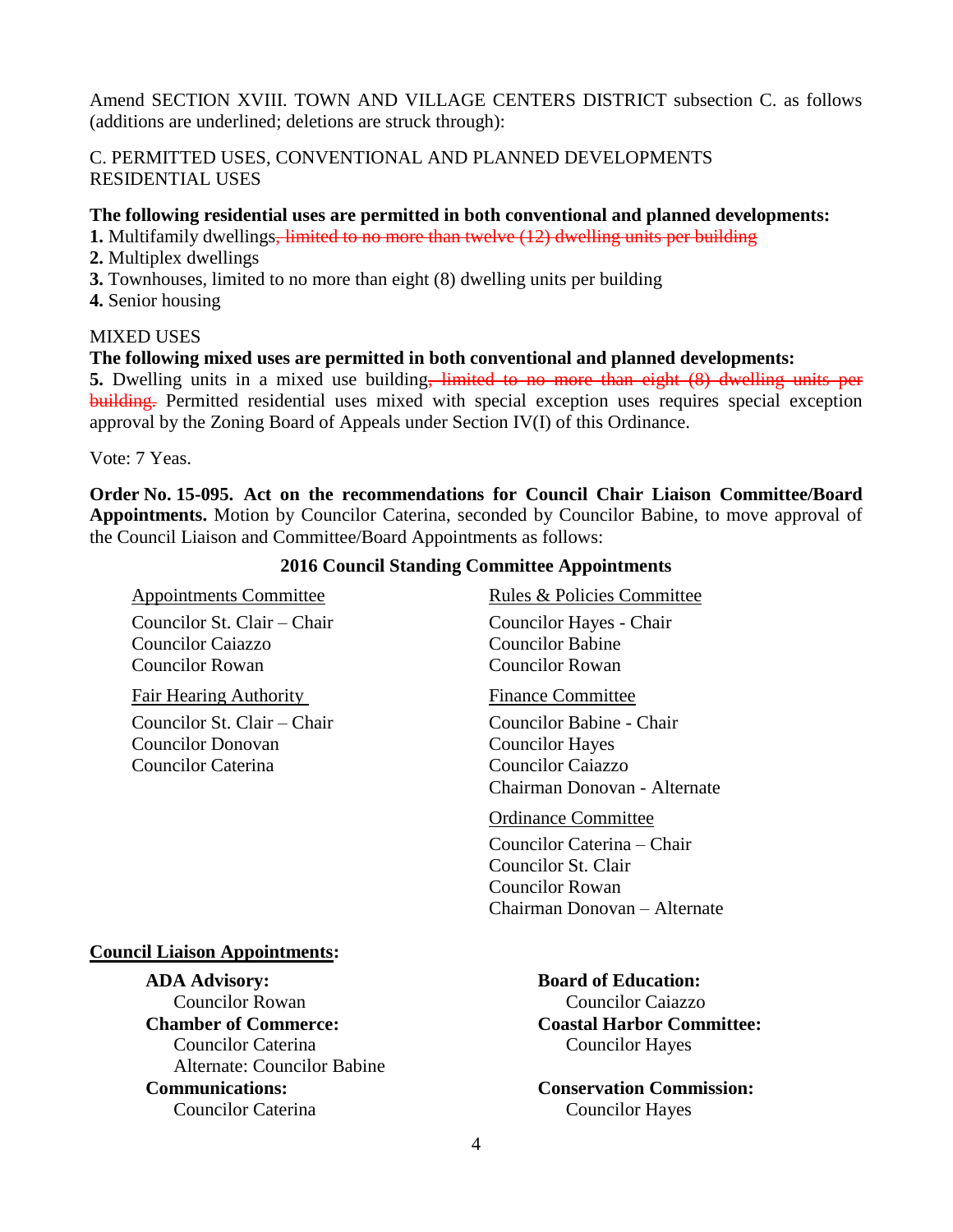Amend SECTION XVIII. TOWN AND VILLAGE CENTERS DISTRICT subsection C. as follows (additions are underlined; deletions are struck through):

C. PERMITTED USES, CONVENTIONAL AND PLANNED DEVELOPMENTS
RESIDENTIAL USES

**The following residential uses are permitted in both conventional and planned developments:**

**1.** Multifamily dwellings~~, limited to no more than twelve (12) dwelling units per building~~
**2.** Multiplex dwellings
**3.** Townhouses, limited to no more than eight (8) dwelling units per building
**4.** Senior housing

MIXED USES

**The following mixed uses are permitted in both conventional and planned developments:**

**5.** Dwelling units in a mixed use building~~, limited to no more than eight (8) dwelling units per building.~~ Permitted residential uses mixed with special exception uses requires special exception approval by the Zoning Board of Appeals under Section IV(I) of this Ordinance.

Vote: 7 Yeas.

**Order No. 15-095. Act on the recommendations for Council Chair Liaison Committee/Board Appointments.** Motion by Councilor Caterina, seconded by Councilor Babine, to move approval of the Council Liaison and Committee/Board Appointments as follows:

**2016 Council Standing Committee Appointments**

<u>Appointments Committee</u>
Councilor St. Clair – Chair
Councilor Caiazzo
Councilor Rowan

<u>Fair Hearing Authority</u>
Councilor St. Clair – Chair
Councilor Donovan
Councilor Caterina

<u>Rules & Policies Committee</u>
Councilor Hayes - Chair
Councilor Babine
Councilor Rowan

<u>Finance Committee</u>
Councilor Babine - Chair
Councilor Hayes
Councilor Caiazzo
Chairman Donovan - Alternate

<u>Ordinance Committee</u>
Councilor Caterina – Chair
Councilor St. Clair
Councilor Rowan
Chairman Donovan – Alternate

**<u>Council Liaison Appointments</u>:**

**ADA Advisory:**
Councilor Rowan

**Chamber of Commerce:**
Councilor Caterina
Alternate: Councilor Babine

**Communications:**
Councilor Caterina

**Board of Education:**
Councilor Caiazzo

**Coastal Harbor Committee:**
Councilor Hayes

**Conservation Commission:**
Councilor Hayes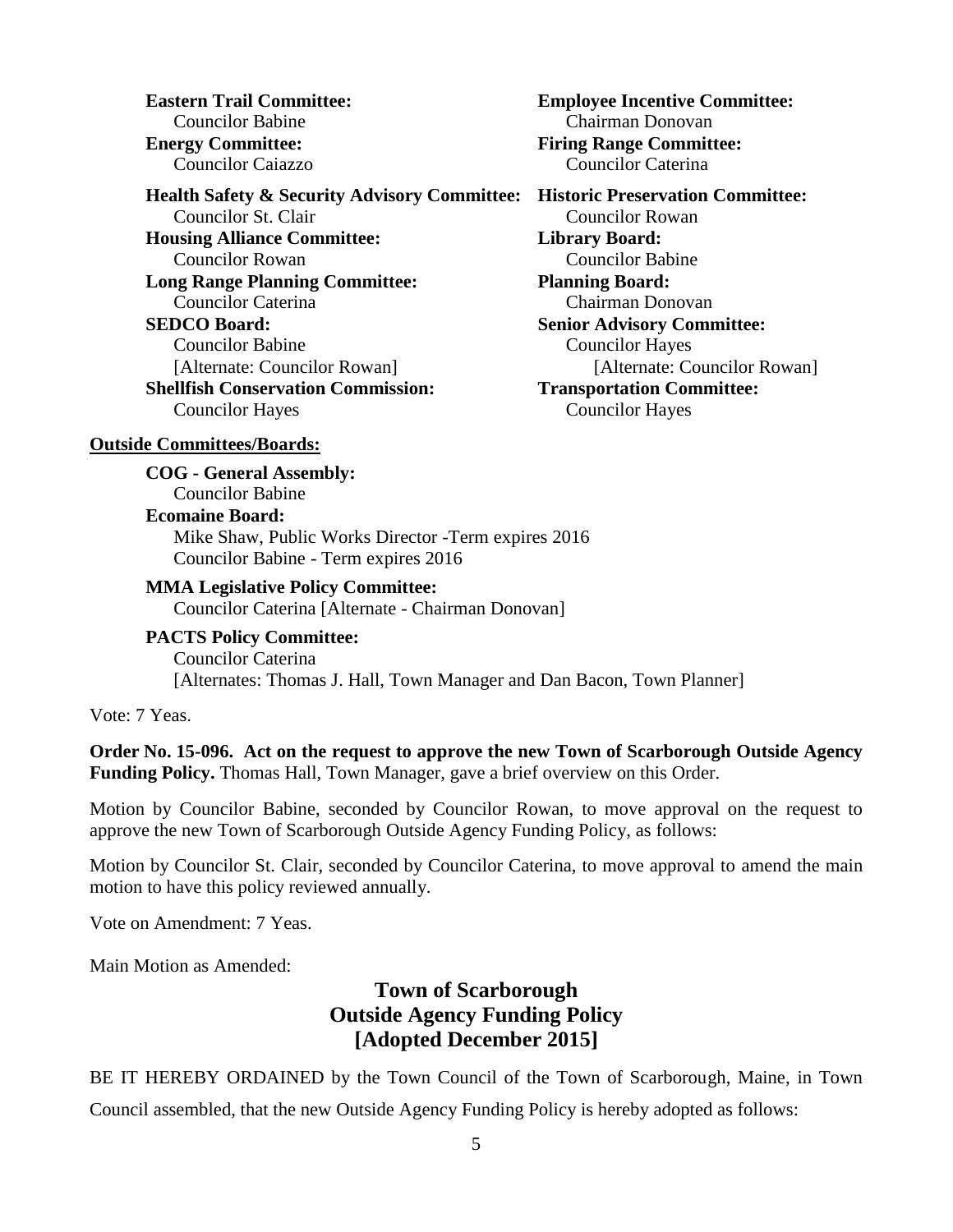**Eastern Trail Committee:**
Councilor Babine

**Energy Committee:**
Councilor Caiazzo

**Health Safety & Security Advisory Committee:**
Councilor St. Clair

**Housing Alliance Committee:**
Councilor Rowan

**Long Range Planning Committee:**
Councilor Caterina

**SEDCO Board:**
Councilor Babine
[Alternate: Councilor Rowan]

**Shellfish Conservation Commission:**
Councilor Hayes

**Employee Incentive Committee:**
Chairman Donovan

**Firing Range Committee:**
Councilor Caterina

**Historic Preservation Committee:**
Councilor Rowan

**Library Board:**
Councilor Babine

**Planning Board:**
Chairman Donovan

**Senior Advisory Committee:**
Councilor Hayes
[Alternate: Councilor Rowan]

**Transportation Committee:**
Councilor Hayes

**<u>Outside Committees/Boards:</u>**

**COG - General Assembly:**
Councilor Babine

**Ecomaine Board:**
Mike Shaw, Public Works Director -Term expires 2016
Councilor Babine - Term expires 2016

**MMA Legislative Policy Committee:**
Councilor Caterina [Alternate - Chairman Donovan]

**PACTS Policy Committee:**
Councilor Caterina
[Alternates: Thomas J. Hall, Town Manager and Dan Bacon, Town Planner]

Vote: 7 Yeas.

**Order No. 15-096. Act on the request to approve the new Town of Scarborough Outside Agency Funding Policy.** Thomas Hall, Town Manager, gave a brief overview on this Order.

Motion by Councilor Babine, seconded by Councilor Rowan, to move approval on the request to approve the new Town of Scarborough Outside Agency Funding Policy, as follows:

Motion by Councilor St. Clair, seconded by Councilor Caterina, to move approval to amend the main motion to have this policy reviewed annually.

Vote on Amendment: 7 Yeas.

Main Motion as Amended:

## Town of Scarborough Outside Agency Funding Policy [Adopted December 2015]

BE IT HEREBY ORDAINED by the Town Council of the Town of Scarborough, Maine, in Town Council assembled, that the new Outside Agency Funding Policy is hereby adopted as follows: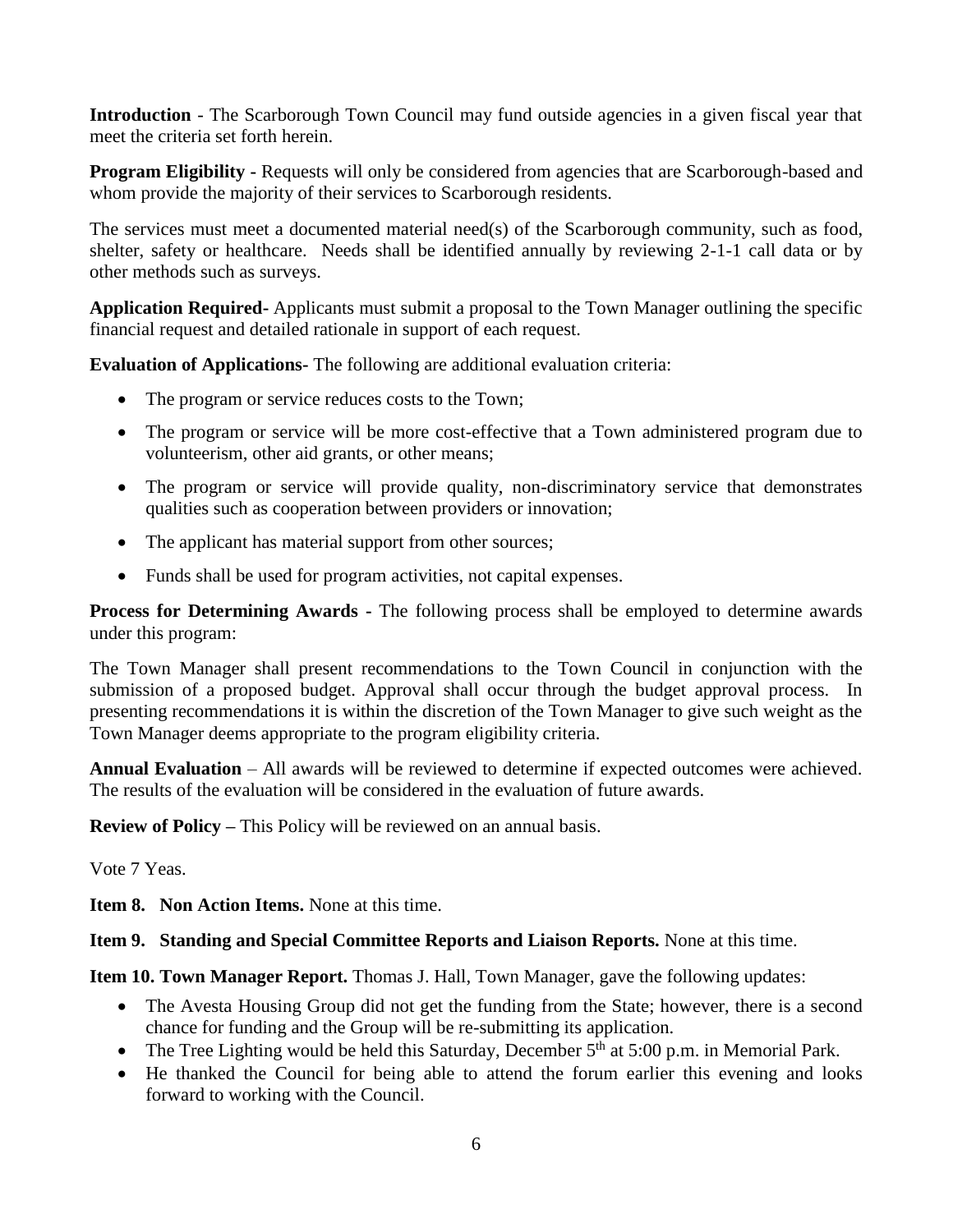**Introduction** - The Scarborough Town Council may fund outside agencies in a given fiscal year that meet the criteria set forth herein.

**Program Eligibility -** Requests will only be considered from agencies that are Scarborough-based and whom provide the majority of their services to Scarborough residents.

The services must meet a documented material need(s) of the Scarborough community, such as food, shelter, safety or healthcare. Needs shall be identified annually by reviewing 2-1-1 call data or by other methods such as surveys.

**Application Required-** Applicants must submit a proposal to the Town Manager outlining the specific financial request and detailed rationale in support of each request.

**Evaluation of Applications-** The following are additional evaluation criteria:

- The program or service reduces costs to the Town;
- The program or service will be more cost-effective that a Town administered program due to volunteerism, other aid grants, or other means;
- The program or service will provide quality, non-discriminatory service that demonstrates qualities such as cooperation between providers or innovation;
- The applicant has material support from other sources;
- Funds shall be used for program activities, not capital expenses.

**Process for Determining Awards -** The following process shall be employed to determine awards under this program:

The Town Manager shall present recommendations to the Town Council in conjunction with the submission of a proposed budget. Approval shall occur through the budget approval process. In presenting recommendations it is within the discretion of the Town Manager to give such weight as the Town Manager deems appropriate to the program eligibility criteria.

**Annual Evaluation** – All awards will be reviewed to determine if expected outcomes were achieved. The results of the evaluation will be considered in the evaluation of future awards.

**Review of Policy –** This Policy will be reviewed on an annual basis.

Vote 7 Yeas.

**Item 8. Non Action Items.** None at this time.

**Item 9. Standing and Special Committee Reports and Liaison Reports.** None at this time.

**Item 10. Town Manager Report.** Thomas J. Hall, Town Manager, gave the following updates:

- The Avesta Housing Group did not get the funding from the State; however, there is a second chance for funding and the Group will be re-submitting its application.
- The Tree Lighting would be held this Saturday, December 5th at 5:00 p.m. in Memorial Park.
- He thanked the Council for being able to attend the forum earlier this evening and looks forward to working with the Council.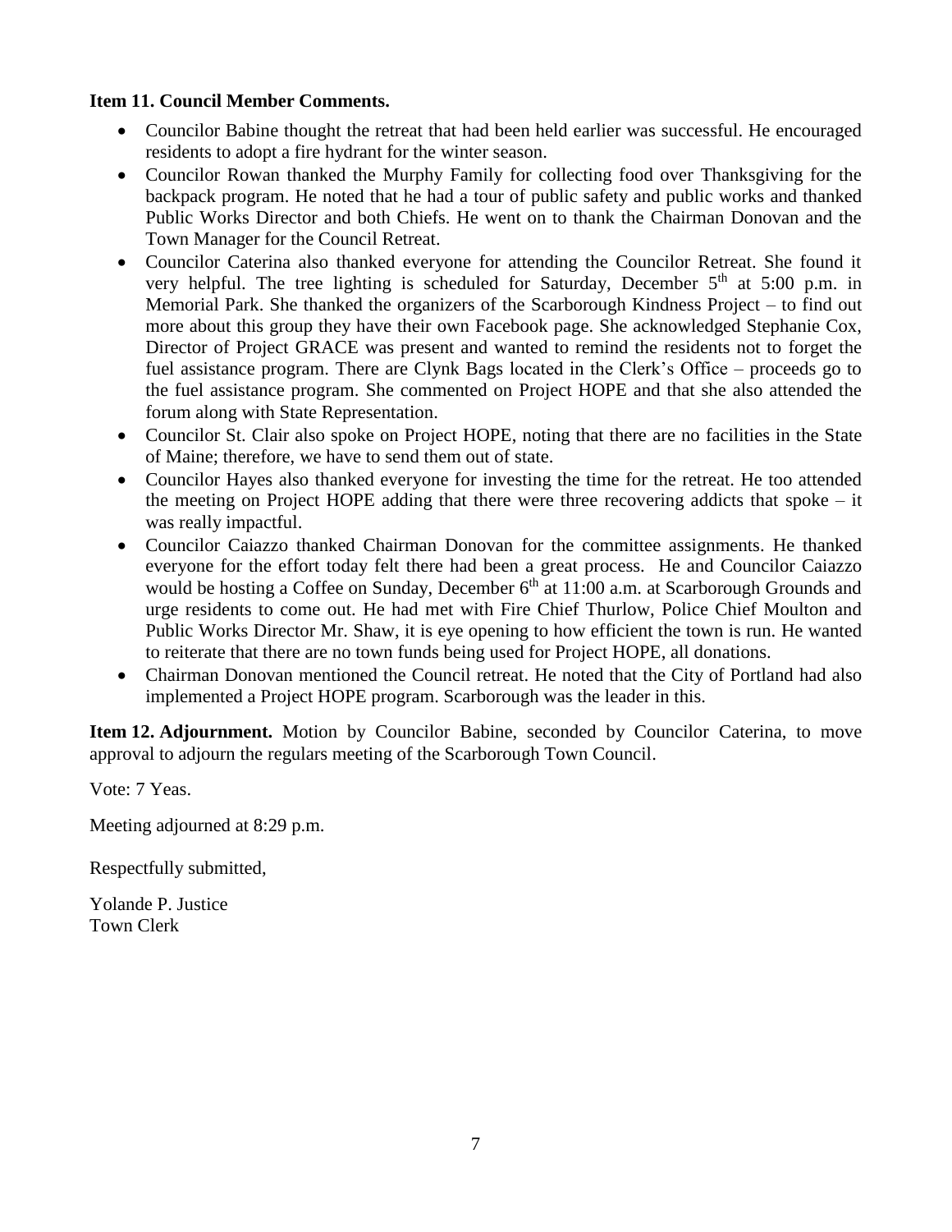**Item 11. Council Member Comments.**

- Councilor Babine thought the retreat that had been held earlier was successful. He encouraged residents to adopt a fire hydrant for the winter season.
- Councilor Rowan thanked the Murphy Family for collecting food over Thanksgiving for the backpack program. He noted that he had a tour of public safety and public works and thanked Public Works Director and both Chiefs. He went on to thank the Chairman Donovan and the Town Manager for the Council Retreat.
- Councilor Caterina also thanked everyone for attending the Councilor Retreat. She found it very helpful. The tree lighting is scheduled for Saturday, December 5th at 5:00 p.m. in Memorial Park. She thanked the organizers of the Scarborough Kindness Project – to find out more about this group they have their own Facebook page. She acknowledged Stephanie Cox, Director of Project GRACE was present and wanted to remind the residents not to forget the fuel assistance program. There are Clynk Bags located in the Clerk's Office – proceeds go to the fuel assistance program. She commented on Project HOPE and that she also attended the forum along with State Representation.
- Councilor St. Clair also spoke on Project HOPE, noting that there are no facilities in the State of Maine; therefore, we have to send them out of state.
- Councilor Hayes also thanked everyone for investing the time for the retreat. He too attended the meeting on Project HOPE adding that there were three recovering addicts that spoke – it was really impactful.
- Councilor Caiazzo thanked Chairman Donovan for the committee assignments. He thanked everyone for the effort today felt there had been a great process. He and Councilor Caiazzo would be hosting a Coffee on Sunday, December 6th at 11:00 a.m. at Scarborough Grounds and urge residents to come out. He had met with Fire Chief Thurlow, Police Chief Moulton and Public Works Director Mr. Shaw, it is eye opening to how efficient the town is run. He wanted to reiterate that there are no town funds being used for Project HOPE, all donations.
- Chairman Donovan mentioned the Council retreat. He noted that the City of Portland had also implemented a Project HOPE program. Scarborough was the leader in this.

**Item 12. Adjournment.** Motion by Councilor Babine, seconded by Councilor Caterina, to move approval to adjourn the regulars meeting of the Scarborough Town Council.

Vote: 7 Yeas.

Meeting adjourned at 8:29 p.m.

Respectfully submitted,

Yolande P. Justice
Town Clerk